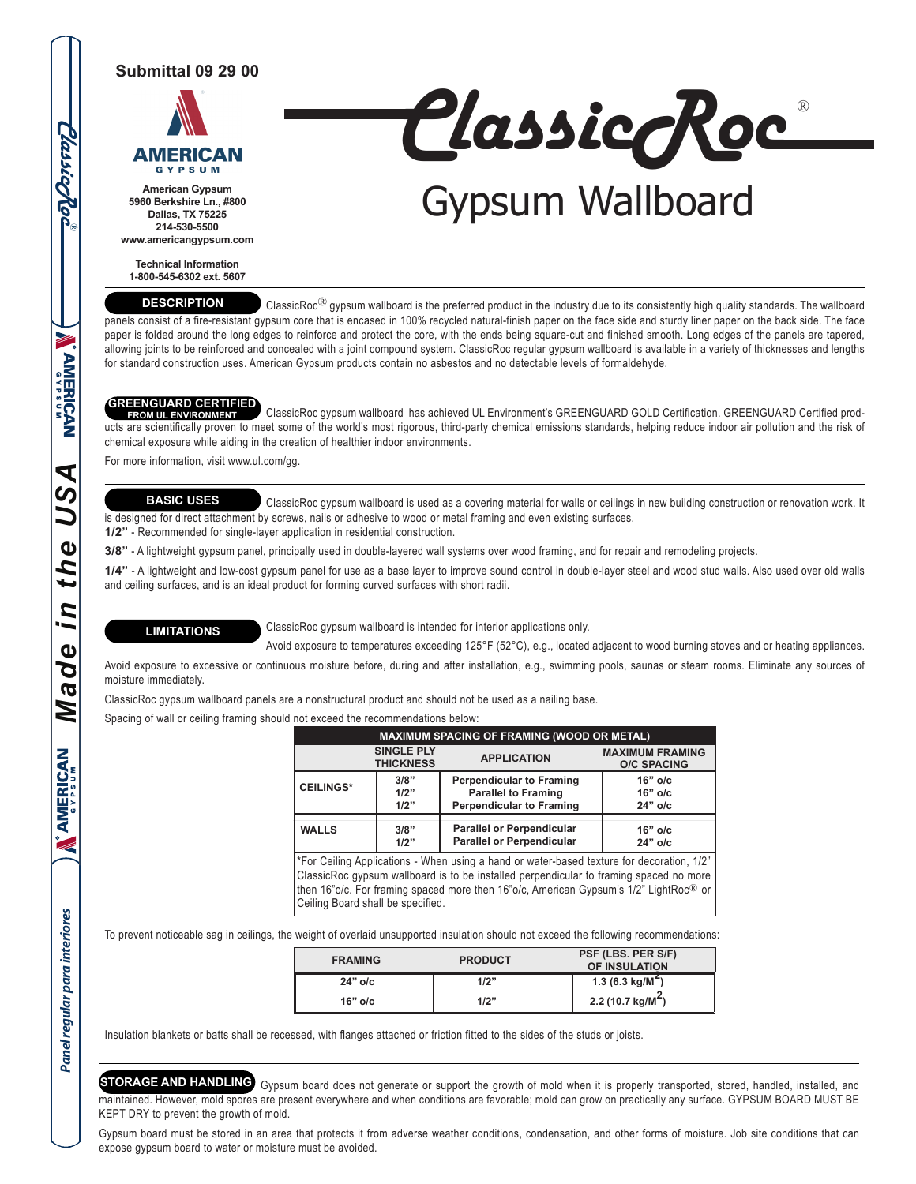Submittal 09 29 00

American Gypsum
5960 Berkshire Ln., #800
Dallas, TX 75225
214-530-5500
www.americangypsum.com

Technical Information
1-800-545-6302 ext. 5607

# ClassicRoc®

## Gypsum Wallboard

**DESCRIPTION** ClassicRoc® gypsum wallboard is the preferred product in the industry due to its consistently high quality standards. The wallboard panels consist of a fire-resistant gypsum core that is encased in 100% recycled natural-finish paper on the face side and sturdy liner paper on the back side. The face paper is folded around the long edges to reinforce and protect the core, with the ends being square-cut and finished smooth. Long edges of the panels are tapered, allowing joints to be reinforced and concealed with a joint compound system. ClassicRoc regular gypsum wallboard is available in a variety of thicknesses and lengths for standard construction uses. American Gypsum products contain no asbestos and no detectable levels of formaldehyde.

**GREENGUARD CERTIFIED FROM UL ENVIRONMENT** ClassicRoc gypsum wallboard has achieved UL Environment's GREENGUARD GOLD Certification. GREENGUARD Certified products are scientifically proven to meet some of the world's most rigorous, third-party chemical emissions standards, helping reduce indoor air pollution and the risk of chemical exposure while aiding in the creation of healthier indoor environments.

For more information, visit www.ul.com/gg.

**BASIC USES** ClassicRoc gypsum wallboard is used as a covering material for walls or ceilings in new building construction or renovation work. It is designed for direct attachment by screws, nails or adhesive to wood or metal framing and even existing surfaces.

**1/2"** - Recommended for single-layer application in residential construction.

**3/8"** - A lightweight gypsum panel, principally used in double-layered wall systems over wood framing, and for repair and remodeling projects.

**1/4"** - A lightweight and low-cost gypsum panel for use as a base layer to improve sound control in double-layer steel and wood stud walls. Also used over old walls and ceiling surfaces, and is an ideal product for forming curved surfaces with short radii.

**LIMITATIONS** ClassicRoc gypsum wallboard is intended for interior applications only.

Avoid exposure to temperatures exceeding 125°F (52°C), e.g., located adjacent to wood burning stoves and or heating appliances.

Avoid exposure to excessive or continuous moisture before, during and after installation, e.g., swimming pools, saunas or steam rooms. Eliminate any sources of moisture immediately.

ClassicRoc gypsum wallboard panels are a nonstructural product and should not be used as a nailing base.

Spacing of wall or ceiling framing should not exceed the recommendations below:

| MAXIMUM SPACING OF FRAMING (WOOD OR METAL) | | | |
|---|---|---|---|
| | SINGLE PLY THICKNESS | APPLICATION | MAXIMUM FRAMING O/C SPACING |
| CEILINGS* | 3/8" | Perpendicular to Framing | 16" o/c |
| | 1/2" | Parallel to Framing | 16" o/c |
| | 1/2" | Perpendicular to Framing | 24" o/c |
| WALLS | 3/8" | Parallel or Perpendicular | 16" o/c |
| | 1/2" | Parallel or Perpendicular | 24" o/c |

*For Ceiling Applications - When using a hand or water-based texture for decoration, 1/2" ClassicRoc gypsum wallboard is to be installed perpendicular to framing spaced no more then 16"o/c. For framing spaced more then 16"o/c, American Gypsum's 1/2" LightRoc® or Ceiling Board shall be specified.

To prevent noticeable sag in ceilings, the weight of overlaid unsupported insulation should not exceed the following recommendations:

| FRAMING | PRODUCT | PSF (LBS. PER S/F) OF INSULATION |
|---|---|---|
| 24" o/c | 1/2" | 1.3 (6.3 kg/M$^2$) |
| 16" o/c | 1/2" | 2.2 (10.7 kg/M$^2$) |

Insulation blankets or batts shall be recessed, with flanges attached or friction fitted to the sides of the studs or joists.

**STORAGE AND HANDLING** Gypsum board does not generate or support the growth of mold when it is properly transported, stored, handled, installed, and maintained. However, mold spores are present everywhere and when conditions are favorable; mold can grow on practically any surface. GYPSUM BOARD MUST BE KEPT DRY to prevent the growth of mold.

Gypsum board must be stored in an area that protects it from adverse weather conditions, condensation, and other forms of moisture. Job site conditions that can expose gypsum board to water or moisture must be avoided.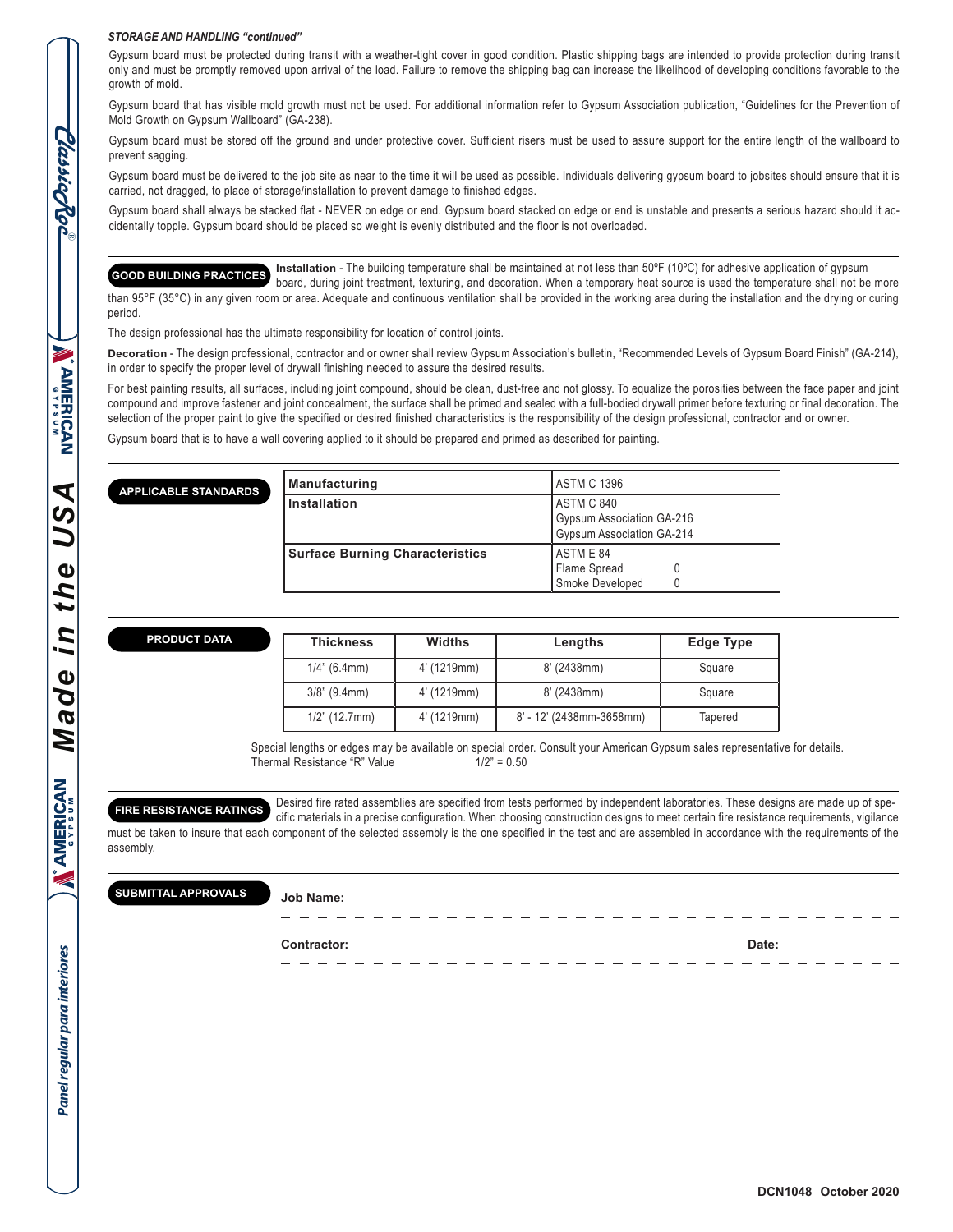### *STORAGE AND HANDLING "continued"*

Gypsum board must be protected during transit with a weather-tight cover in good condition. Plastic shipping bags are intended to provide protection during transit only and must be promptly removed upon arrival of the load. Failure to remove the shipping bag can increase the likelihood of developing conditions favorable to the growth of mold.

Gypsum board that has visible mold growth must not be used. For additional information refer to Gypsum Association publication, "Guidelines for the Prevention of Mold Growth on Gypsum Wallboard" (GA-238).

Gypsum board must be stored off the ground and under protective cover. Sufficient risers must be used to assure support for the entire length of the wallboard to prevent sagging.

Gypsum board must be delivered to the job site as near to the time it will be used as possible. Individuals delivering gypsum board to jobsites should ensure that it is carried, not dragged, to place of storage/installation to prevent damage to finished edges.

Gypsum board shall always be stacked flat - NEVER on edge or end. Gypsum board stacked on edge or end is unstable and presents a serious hazard should it accidentally topple. Gypsum board should be placed so weight is evenly distributed and the floor is not overloaded.

## GOOD BUILDING PRACTICES

**Installation** - The building temperature shall be maintained at not less than 50ºF (10ºC) for adhesive application of gypsum board, during joint treatment, texturing, and decoration. When a temporary heat source is used the temperature shall not be more than 95°F (35°C) in any given room or area. Adequate and continuous ventilation shall be provided in the working area during the installation and the drying or curing period.

The design professional has the ultimate responsibility for location of control joints.

**Decoration** - The design professional, contractor and or owner shall review Gypsum Association's bulletin, "Recommended Levels of Gypsum Board Finish" (GA-214), in order to specify the proper level of drywall finishing needed to assure the desired results.

For best painting results, all surfaces, including joint compound, should be clean, dust-free and not glossy. To equalize the porosities between the face paper and joint compound and improve fastener and joint concealment, the surface shall be primed and sealed with a full-bodied drywall primer before texturing or final decoration. The selection of the proper paint to give the specified or desired finished characteristics is the responsibility of the design professional, contractor and or owner.

Gypsum board that is to have a wall covering applied to it should be prepared and primed as described for painting.

## APPLICABLE STANDARDS

| | |
|---|---|
| **Manufacturing** | ASTM C 1396 |
| **Installation** | ASTM C 840<br>Gypsum Association GA-216<br>Gypsum Association GA-214 |
| **Surface Burning Characteristics** | ASTM E 84<br>Flame Spread 0<br>Smoke Developed 0 |

## PRODUCT DATA

| Thickness | Widths | Lengths | Edge Type |
|---|---|---|---|
| 1/4" (6.4mm) | 4' (1219mm) | 8' (2438mm) | Square |
| 3/8" (9.4mm) | 4' (1219mm) | 8' (2438mm) | Square |
| 1/2" (12.7mm) | 4' (1219mm) | 8' - 12' (2438mm-3658mm) | Tapered |

Special lengths or edges may be available on special order. Consult your American Gypsum sales representative for details.
Thermal Resistance "R" Value 1/2" = 0.50

## FIRE RESISTANCE RATINGS

Desired fire rated assemblies are specified from tests performed by independent laboratories. These designs are made up of specific materials in a precise configuration. When choosing construction designs to meet certain fire resistance requirements, vigilance must be taken to insure that each component of the selected assembly is the one specified in the test and are assembled in accordance with the requirements of the assembly.

## SUBMITTAL APPROVALS

**Job Name:**

**Contractor:** **Date:**

DCN1048 October 2020